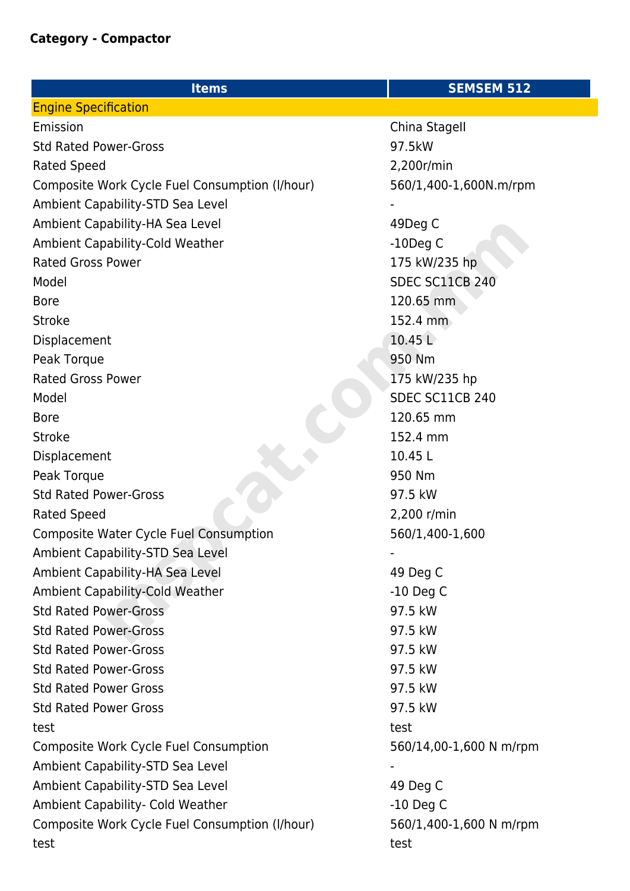**Category - Compactor**

| Items | SEMSEM 512 |
|---|---|
| Engine Specification | |
| Emission | China StageII |
| Std Rated Power-Gross | 97.5kW |
| Rated Speed | 2,200r/min |
| Composite Work Cycle Fuel Consumption (l/hour) | 560/1,400-1,600N.m/rpm |
| Ambient Capability-STD Sea Level | - |
| Ambient Capability-HA Sea Level | 49Deg C |
| Ambient Capability-Cold Weather | -10Deg C |
| Rated Gross Power | 175 kW/235 hp |
| Model | SDEC SC11CB 240 |
| Bore | 120.65 mm |
| Stroke | 152.4 mm |
| Displacement | 10.45 L |
| Peak Torque | 950 Nm |
| Rated Gross Power | 175 kW/235 hp |
| Model | SDEC SC11CB 240 |
| Bore | 120.65 mm |
| Stroke | 152.4 mm |
| Displacement | 10.45 L |
| Peak Torque | 950 Nm |
| Std Rated Power-Gross | 97.5 kW |
| Rated Speed | 2,200 r/min |
| Composite Water Cycle Fuel Consumption | 560/1,400-1,600 |
| Ambient Capability-STD Sea Level | - |
| Ambient Capability-HA Sea Level | 49 Deg C |
| Ambient Capability-Cold Weather | -10 Deg C |
| Std Rated Power-Gross | 97.5 kW |
| Std Rated Power-Gross | 97.5 kW |
| Std Rated Power-Gross | 97.5 kW |
| Std Rated Power-Gross | 97.5 kW |
| Std Rated Power Gross | 97.5 kW |
| Std Rated Power Gross | 97.5 kW |
| test | test |
| Composite Work Cycle Fuel Consumption | 560/14,00-1,600 N m/rpm |
| Ambient Capability-STD Sea Level | - |
| Ambient Capability-STD Sea Level | 49 Deg C |
| Ambient Capability- Cold Weather | -10 Deg C |
| Composite Work Cycle Fuel Consumption (l/hour) | 560/1,400-1,600 N m/rpm |
| test | test |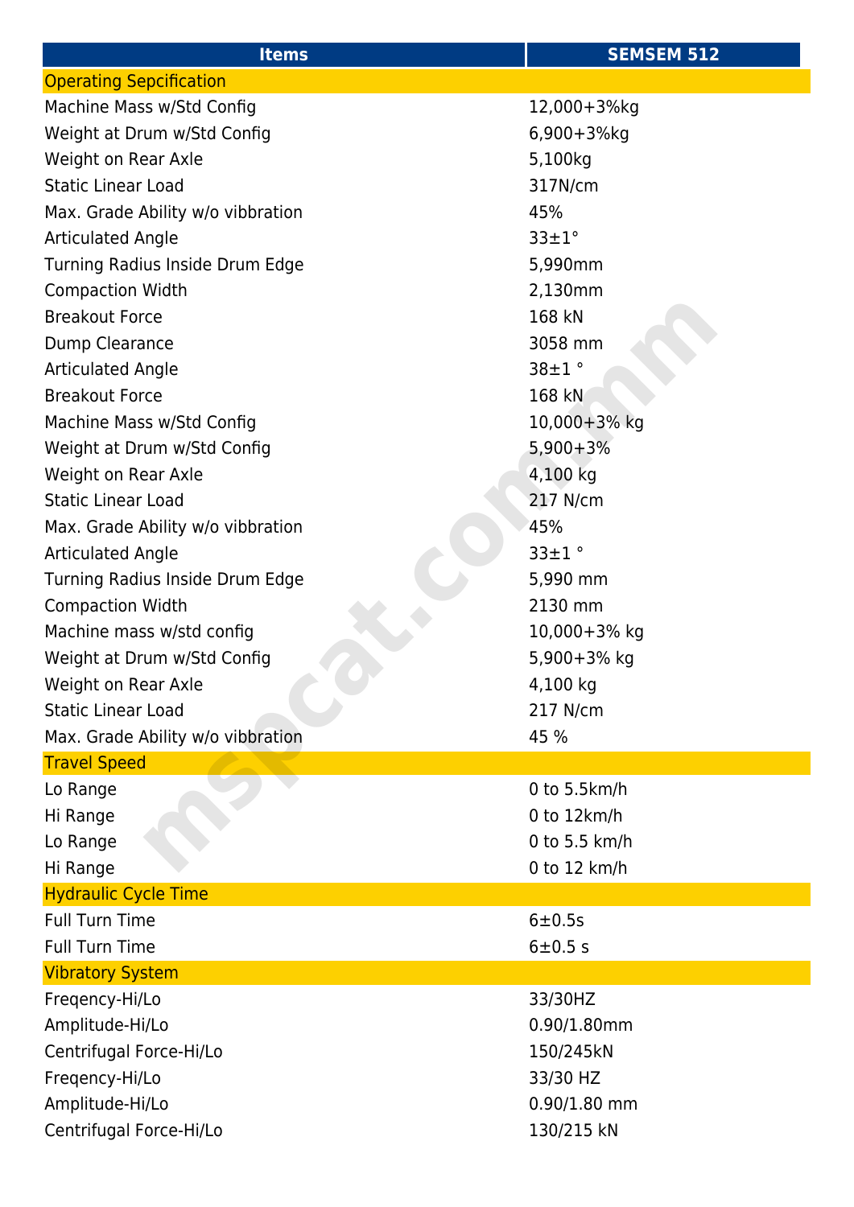| Items | SEMSEM 512 |
|---|---|
| Operating Sepcification | |
| Machine Mass w/Std Config | 12,000+3%kg |
| Weight at Drum w/Std Config | 6,900+3%kg |
| Weight on Rear Axle | 5,100kg |
| Static Linear Load | 317N/cm |
| Max. Grade Ability w/o vibbration | 45% |
| Articulated Angle | 33±1° |
| Turning Radius Inside Drum Edge | 5,990mm |
| Compaction Width | 2,130mm |
| Breakout Force | 168 kN |
| Dump Clearance | 3058 mm |
| Articulated Angle | 38±1 ° |
| Breakout Force | 168 kN |
| Machine Mass w/Std Config | 10,000+3% kg |
| Weight at Drum w/Std Config | 5,900+3% |
| Weight on Rear Axle | 4,100 kg |
| Static Linear Load | 217 N/cm |
| Max. Grade Ability w/o vibbration | 45% |
| Articulated Angle | 33±1 ° |
| Turning Radius Inside Drum Edge | 5,990 mm |
| Compaction Width | 2130 mm |
| Machine mass w/std config | 10,000+3% kg |
| Weight at Drum w/Std Config | 5,900+3% kg |
| Weight on Rear Axle | 4,100 kg |
| Static Linear Load | 217 N/cm |
| Max. Grade Ability w/o vibbration | 45 % |
| Travel Speed | |
| Lo Range | 0 to 5.5km/h |
| Hi Range | 0 to 12km/h |
| Lo Range | 0 to 5.5 km/h |
| Hi Range | 0 to 12 km/h |
| Hydraulic Cycle Time | |
| Full Turn Time | 6±0.5s |
| Full Turn Time | 6±0.5 s |
| Vibratory System | |
| Freqency-Hi/Lo | 33/30HZ |
| Amplitude-Hi/Lo | 0.90/1.80mm |
| Centrifugal Force-Hi/Lo | 150/245kN |
| Freqency-Hi/Lo | 33/30 HZ |
| Amplitude-Hi/Lo | 0.90/1.80 mm |
| Centrifugal Force-Hi/Lo | 130/215 kN |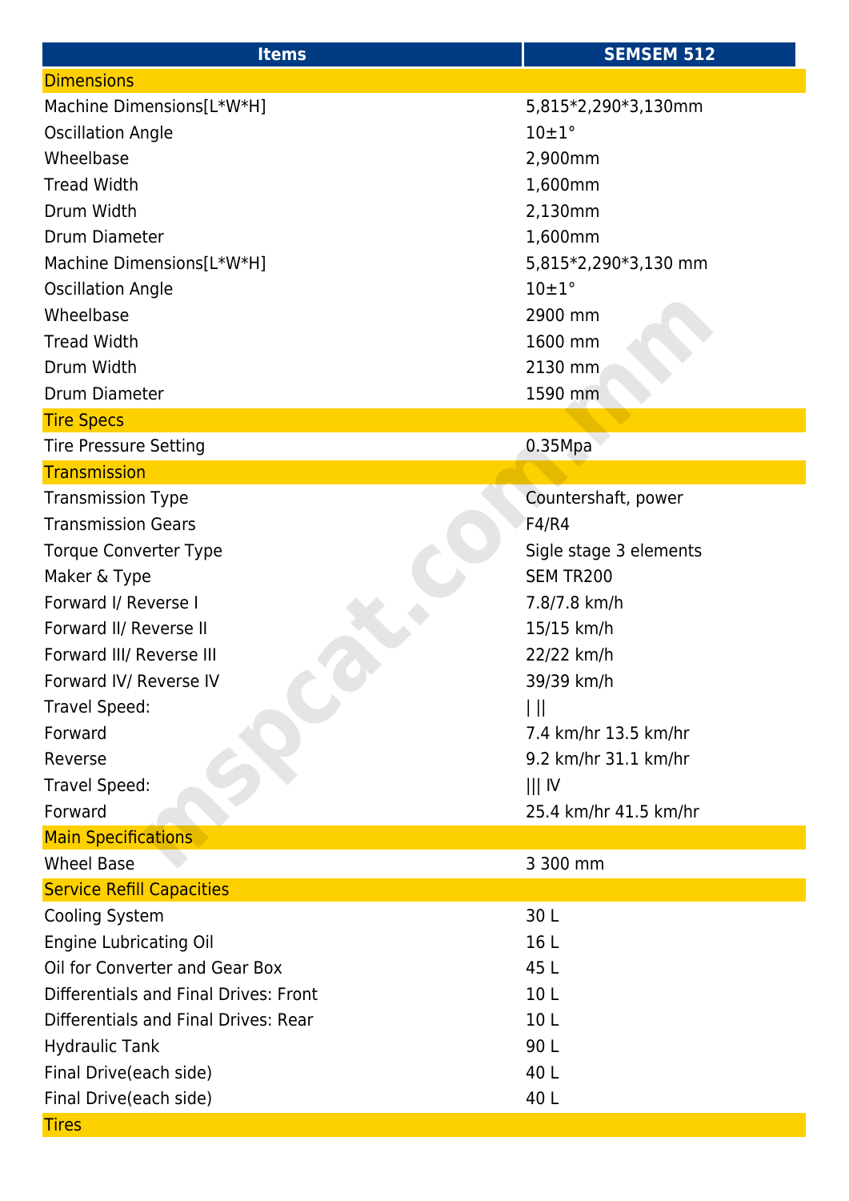| Items | SEMSEM 512 |
| --- | --- |
| **Dimensions** | |
| Machine Dimensions[L*W*H] | 5,815*2,290*3,130mm |
| Oscillation Angle | 10±1° |
| Wheelbase | 2,900mm |
| Tread Width | 1,600mm |
| Drum Width | 2,130mm |
| Drum Diameter | 1,600mm |
| Machine Dimensions[L*W*H] | 5,815*2,290*3,130 mm |
| Oscillation Angle | 10±1° |
| Wheelbase | 2900 mm |
| Tread Width | 1600 mm |
| Drum Width | 2130 mm |
| Drum Diameter | 1590 mm |
| **Tire Specs** | |
| Tire Pressure Setting | 0.35Mpa |
| **Transmission** | |
| Transmission Type | Countershaft, power |
| Transmission Gears | F4/R4 |
| Torque Converter Type | Sigle stage 3 elements |
| Maker & Type | SEM TR200 |
| Forward I/ Reverse I | 7.8/7.8 km/h |
| Forward II/ Reverse II | 15/15 km/h |
| Forward III/ Reverse III | 22/22 km/h |
| Forward IV/ Reverse IV | 39/39 km/h |
| Travel Speed: | I II |
| Forward | 7.4 km/hr 13.5 km/hr |
| Reverse | 9.2 km/hr 31.1 km/hr |
| Travel Speed: | III IV |
| Forward | 25.4 km/hr 41.5 km/hr |
| **Main Specifications** | |
| Wheel Base | 3 300 mm |
| **Service Refill Capacities** | |
| Cooling System | 30 L |
| Engine Lubricating Oil | 16 L |
| Oil for Converter and Gear Box | 45 L |
| Differentials and Final Drives: Front | 10 L |
| Differentials and Final Drives: Rear | 10 L |
| Hydraulic Tank | 90 L |
| Final Drive(each side) | 40 L |
| Final Drive(each side) | 40 L |
| **Tires** | |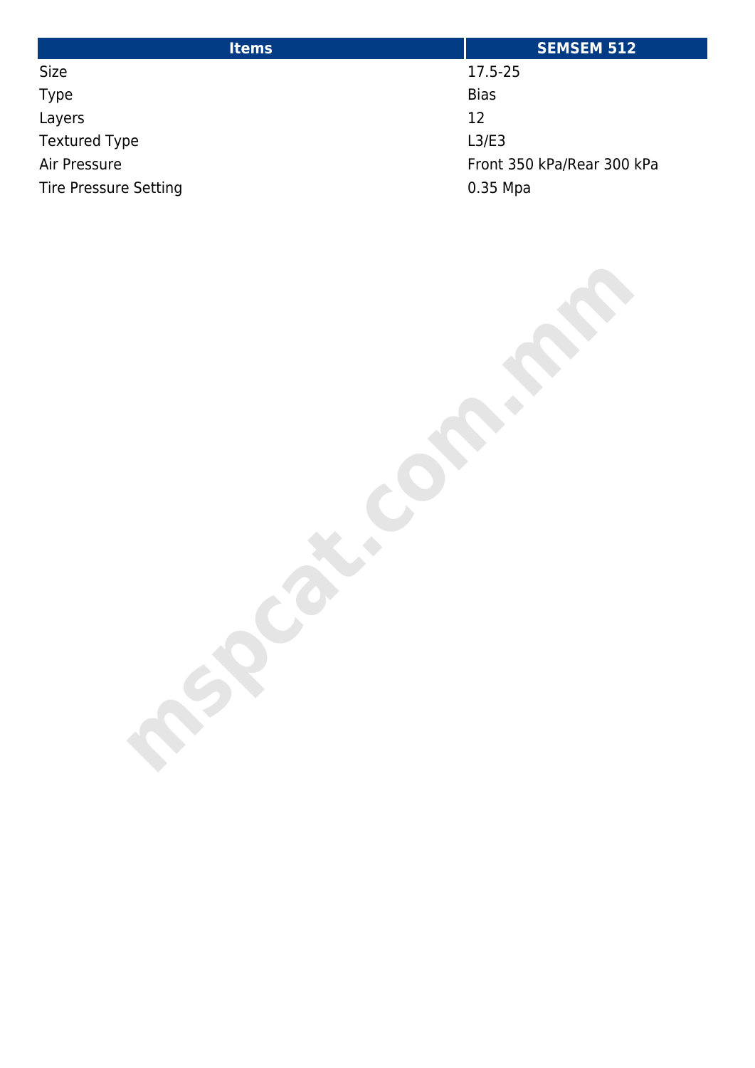| Items | SEMSEM 512 |
|---|---|
| Size | 17.5-25 |
| Type | Bias |
| Layers | 12 |
| Textured Type | L3/E3 |
| Air Pressure | Front 350 kPa/Rear 300 kPa |
| Tire Pressure Setting | 0.35 Mpa |